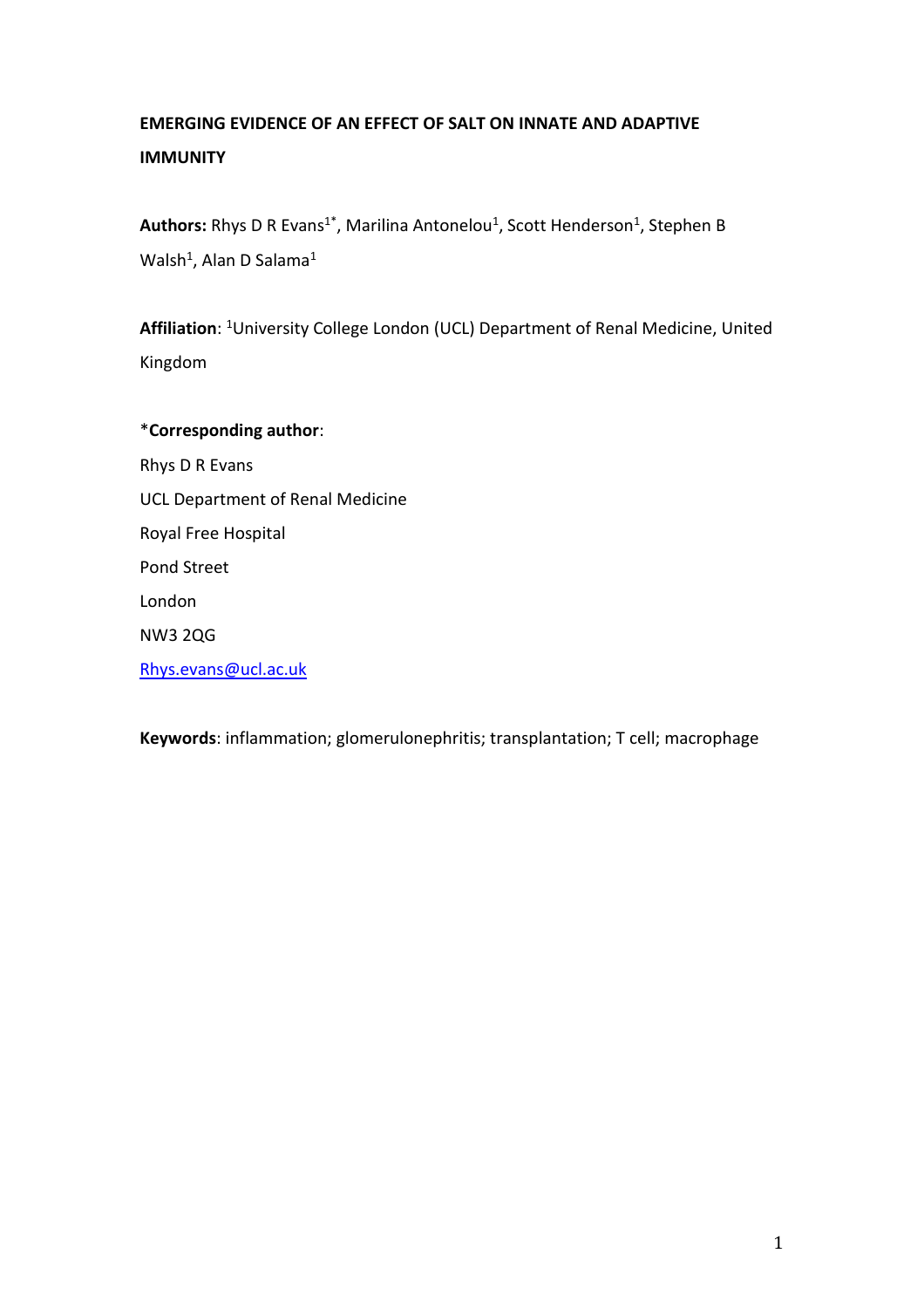# EMERGING EVIDENCE OF AN EFFECT OF SALT ON INNATE AND ADAPTIVE IMMUNITY

**Authors:** Rhys D R Evans[1*], Marilina Antonelou[1], Scott Henderson[1], Stephen B Walsh[1], Alan D Salama[1]

**Affiliation**: [1]University College London (UCL) Department of Renal Medicine, United Kingdom

*__Corresponding author__:

Rhys D R Evans

UCL Department of Renal Medicine

Royal Free Hospital

Pond Street

London

NW3 2QG

Rhys.evans@ucl.ac.uk

**Keywords**: inflammation; glomerulonephritis; transplantation; T cell; macrophage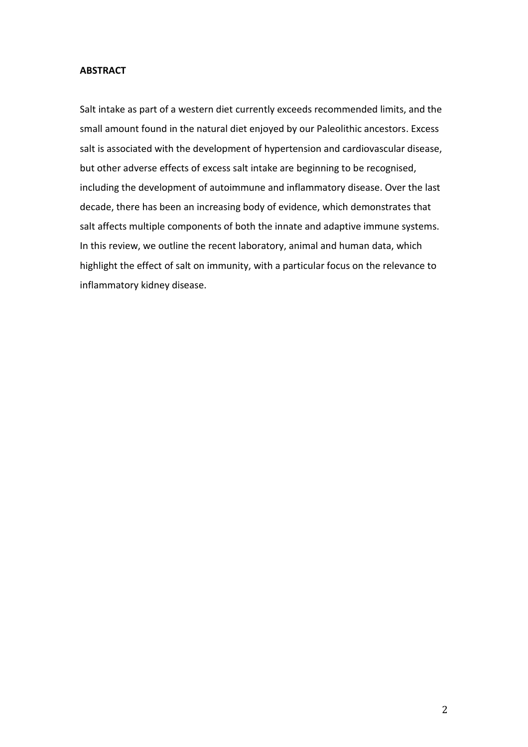## ABSTRACT

Salt intake as part of a western diet currently exceeds recommended limits, and the small amount found in the natural diet enjoyed by our Paleolithic ancestors. Excess salt is associated with the development of hypertension and cardiovascular disease, but other adverse effects of excess salt intake are beginning to be recognised, including the development of autoimmune and inflammatory disease. Over the last decade, there has been an increasing body of evidence, which demonstrates that salt affects multiple components of both the innate and adaptive immune systems. In this review, we outline the recent laboratory, animal and human data, which highlight the effect of salt on immunity, with a particular focus on the relevance to inflammatory kidney disease.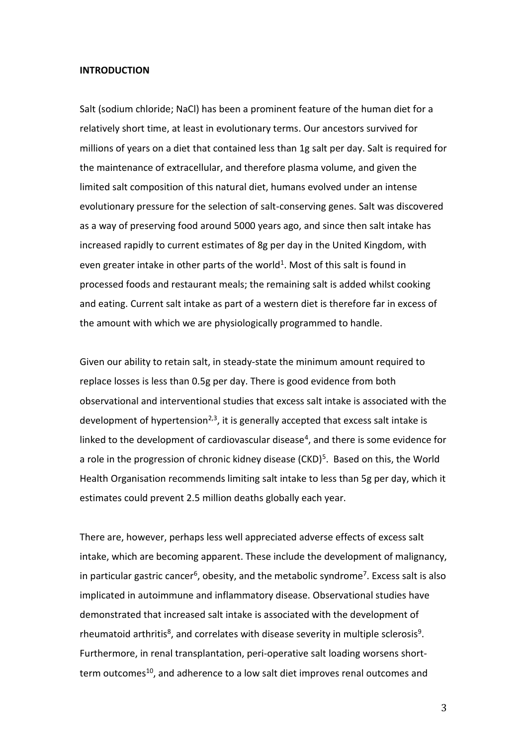## INTRODUCTION

Salt (sodium chloride; NaCl) has been a prominent feature of the human diet for a relatively short time, at least in evolutionary terms. Our ancestors survived for millions of years on a diet that contained less than 1g salt per day. Salt is required for the maintenance of extracellular, and therefore plasma volume, and given the limited salt composition of this natural diet, humans evolved under an intense evolutionary pressure for the selection of salt-conserving genes. Salt was discovered as a way of preserving food around 5000 years ago, and since then salt intake has increased rapidly to current estimates of 8g per day in the United Kingdom, with even greater intake in other parts of the world[1]. Most of this salt is found in processed foods and restaurant meals; the remaining salt is added whilst cooking and eating. Current salt intake as part of a western diet is therefore far in excess of the amount with which we are physiologically programmed to handle.

Given our ability to retain salt, in steady-state the minimum amount required to replace losses is less than 0.5g per day. There is good evidence from both observational and interventional studies that excess salt intake is associated with the development of hypertension[2,3], it is generally accepted that excess salt intake is linked to the development of cardiovascular disease[4], and there is some evidence for a role in the progression of chronic kidney disease (CKD)[5]. Based on this, the World Health Organisation recommends limiting salt intake to less than 5g per day, which it estimates could prevent 2.5 million deaths globally each year.

There are, however, perhaps less well appreciated adverse effects of excess salt intake, which are becoming apparent. These include the development of malignancy, in particular gastric cancer[6], obesity, and the metabolic syndrome[7]. Excess salt is also implicated in autoimmune and inflammatory disease. Observational studies have demonstrated that increased salt intake is associated with the development of rheumatoid arthritis[8], and correlates with disease severity in multiple sclerosis[9]. Furthermore, in renal transplantation, peri-operative salt loading worsens short-term outcomes[10], and adherence to a low salt diet improves renal outcomes and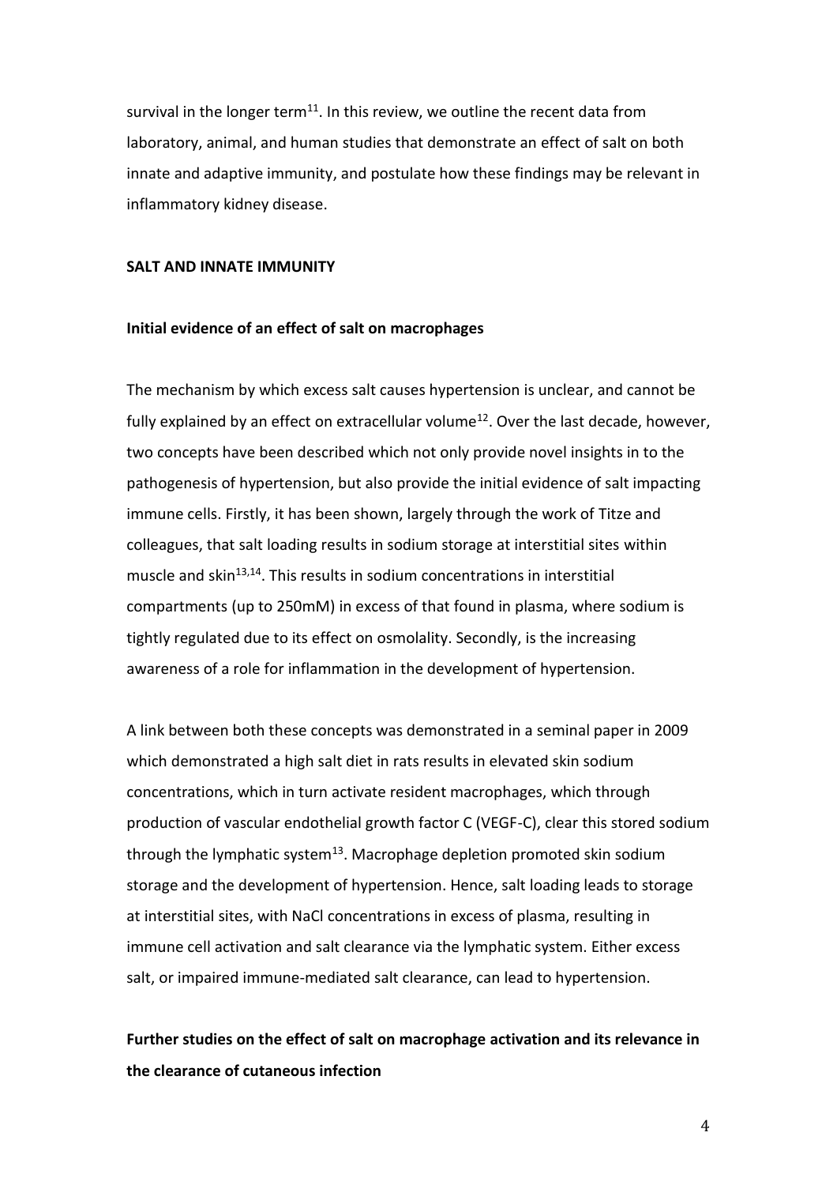survival in the longer term[11]. In this review, we outline the recent data from laboratory, animal, and human studies that demonstrate an effect of salt on both innate and adaptive immunity, and postulate how these findings may be relevant in inflammatory kidney disease.

## SALT AND INNATE IMMUNITY

### Initial evidence of an effect of salt on macrophages

The mechanism by which excess salt causes hypertension is unclear, and cannot be fully explained by an effect on extracellular volume[12]. Over the last decade, however, two concepts have been described which not only provide novel insights in to the pathogenesis of hypertension, but also provide the initial evidence of salt impacting immune cells. Firstly, it has been shown, largely through the work of Titze and colleagues, that salt loading results in sodium storage at interstitial sites within muscle and skin[13,14]. This results in sodium concentrations in interstitial compartments (up to 250mM) in excess of that found in plasma, where sodium is tightly regulated due to its effect on osmolality. Secondly, is the increasing awareness of a role for inflammation in the development of hypertension.

A link between both these concepts was demonstrated in a seminal paper in 2009 which demonstrated a high salt diet in rats results in elevated skin sodium concentrations, which in turn activate resident macrophages, which through production of vascular endothelial growth factor C (VEGF-C), clear this stored sodium through the lymphatic system[13]. Macrophage depletion promoted skin sodium storage and the development of hypertension. Hence, salt loading leads to storage at interstitial sites, with NaCl concentrations in excess of plasma, resulting in immune cell activation and salt clearance via the lymphatic system. Either excess salt, or impaired immune-mediated salt clearance, can lead to hypertension.

### Further studies on the effect of salt on macrophage activation and its relevance in the clearance of cutaneous infection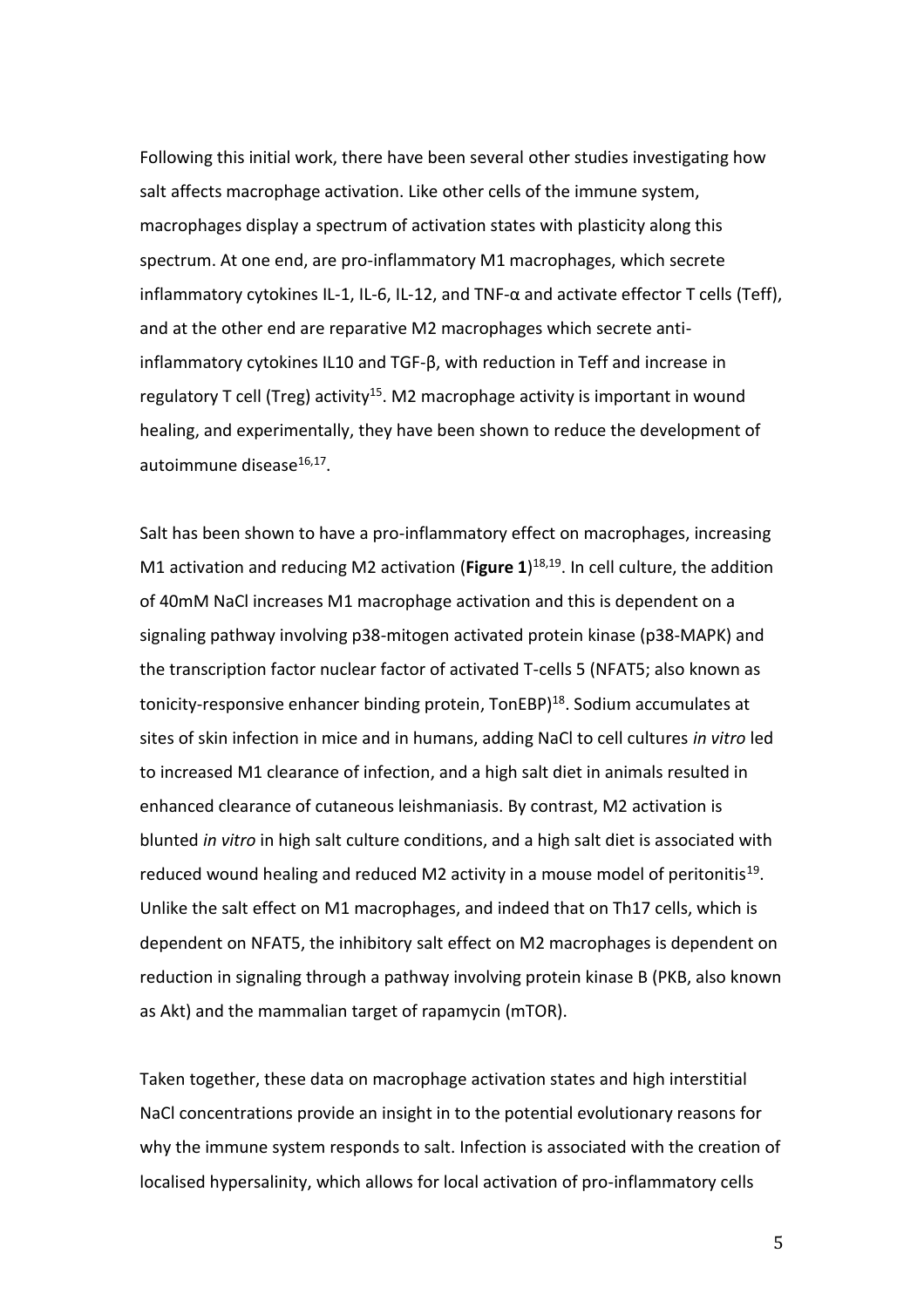Following this initial work, there have been several other studies investigating how salt affects macrophage activation. Like other cells of the immune system, macrophages display a spectrum of activation states with plasticity along this spectrum. At one end, are pro-inflammatory M1 macrophages, which secrete inflammatory cytokines IL-1, IL-6, IL-12, and TNF-α and activate effector T cells (Teff), and at the other end are reparative M2 macrophages which secrete anti-inflammatory cytokines IL10 and TGF-β, with reduction in Teff and increase in regulatory T cell (Treg) activity[15]. M2 macrophage activity is important in wound healing, and experimentally, they have been shown to reduce the development of autoimmune disease[16,17].

Salt has been shown to have a pro-inflammatory effect on macrophages, increasing M1 activation and reducing M2 activation (**Figure 1**)[18,19]. In cell culture, the addition of 40mM NaCl increases M1 macrophage activation and this is dependent on a signaling pathway involving p38-mitogen activated protein kinase (p38-MAPK) and the transcription factor nuclear factor of activated T-cells 5 (NFAT5; also known as tonicity-responsive enhancer binding protein, TonEBP)[18]. Sodium accumulates at sites of skin infection in mice and in humans, adding NaCl to cell cultures *in vitro* led to increased M1 clearance of infection, and a high salt diet in animals resulted in enhanced clearance of cutaneous leishmaniasis. By contrast, M2 activation is blunted *in vitro* in high salt culture conditions, and a high salt diet is associated with reduced wound healing and reduced M2 activity in a mouse model of peritonitis[19]. Unlike the salt effect on M1 macrophages, and indeed that on Th17 cells, which is dependent on NFAT5, the inhibitory salt effect on M2 macrophages is dependent on reduction in signaling through a pathway involving protein kinase B (PKB, also known as Akt) and the mammalian target of rapamycin (mTOR).

Taken together, these data on macrophage activation states and high interstitial NaCl concentrations provide an insight in to the potential evolutionary reasons for why the immune system responds to salt. Infection is associated with the creation of localised hypersalinity, which allows for local activation of pro-inflammatory cells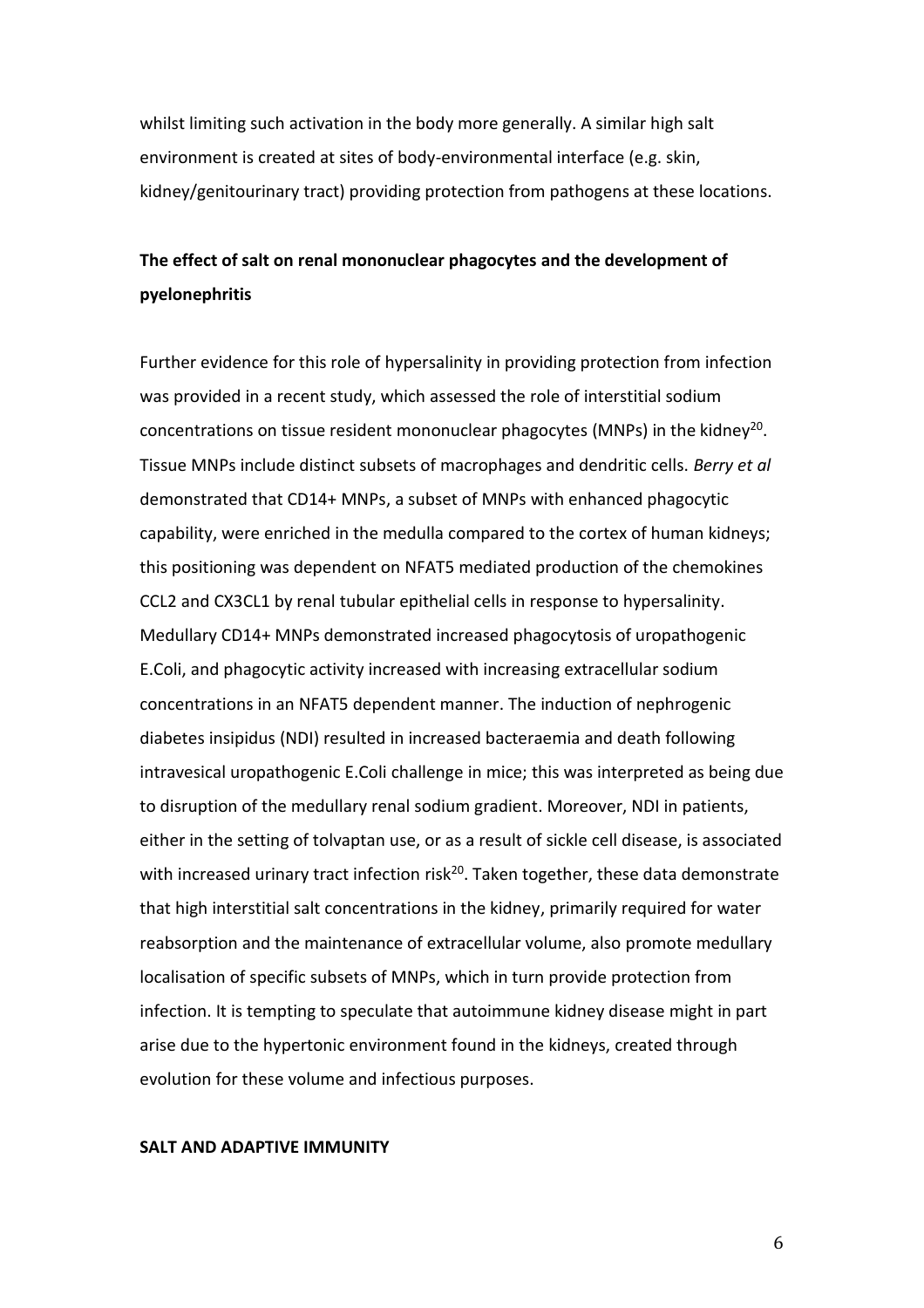whilst limiting such activation in the body more generally. A similar high salt environment is created at sites of body-environmental interface (e.g. skin, kidney/genitourinary tract) providing protection from pathogens at these locations.

## The effect of salt on renal mononuclear phagocytes and the development of pyelonephritis

Further evidence for this role of hypersalinity in providing protection from infection was provided in a recent study, which assessed the role of interstitial sodium concentrations on tissue resident mononuclear phagocytes (MNPs) in the kidney[20]. Tissue MNPs include distinct subsets of macrophages and dendritic cells. *Berry et al* demonstrated that CD14+ MNPs, a subset of MNPs with enhanced phagocytic capability, were enriched in the medulla compared to the cortex of human kidneys; this positioning was dependent on NFAT5 mediated production of the chemokines CCL2 and CX3CL1 by renal tubular epithelial cells in response to hypersalinity. Medullary CD14+ MNPs demonstrated increased phagocytosis of uropathogenic E.Coli, and phagocytic activity increased with increasing extracellular sodium concentrations in an NFAT5 dependent manner. The induction of nephrogenic diabetes insipidus (NDI) resulted in increased bacteraemia and death following intravesical uropathogenic E.Coli challenge in mice; this was interpreted as being due to disruption of the medullary renal sodium gradient. Moreover, NDI in patients, either in the setting of tolvaptan use, or as a result of sickle cell disease, is associated with increased urinary tract infection risk[20]. Taken together, these data demonstrate that high interstitial salt concentrations in the kidney, primarily required for water reabsorption and the maintenance of extracellular volume, also promote medullary localisation of specific subsets of MNPs, which in turn provide protection from infection. It is tempting to speculate that autoimmune kidney disease might in part arise due to the hypertonic environment found in the kidneys, created through evolution for these volume and infectious purposes.

## SALT AND ADAPTIVE IMMUNITY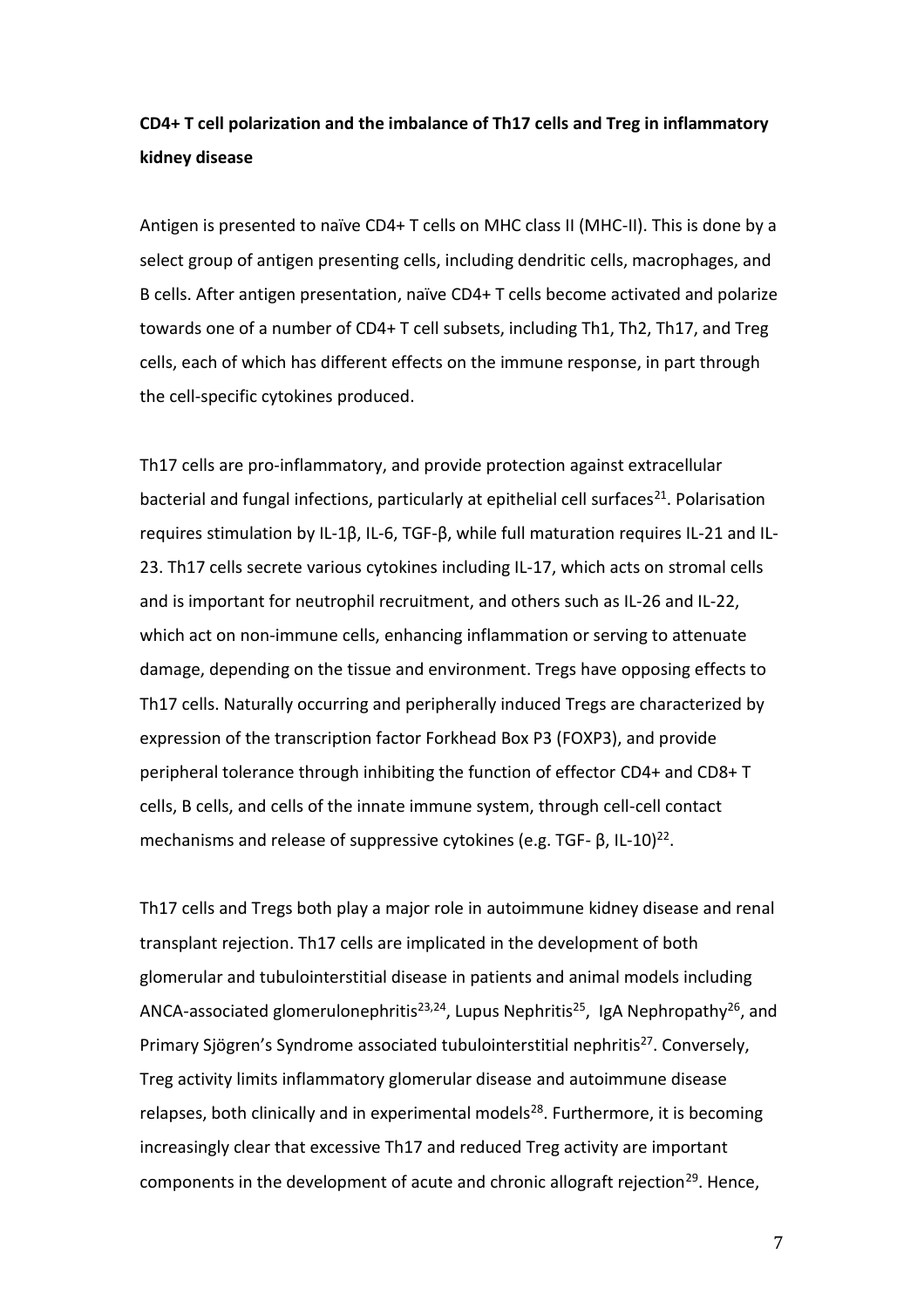**CD4+ T cell polarization and the imbalance of Th17 cells and Treg in inflammatory kidney disease**

Antigen is presented to naïve CD4+ T cells on MHC class II (MHC-II). This is done by a select group of antigen presenting cells, including dendritic cells, macrophages, and B cells. After antigen presentation, naïve CD4+ T cells become activated and polarize towards one of a number of CD4+ T cell subsets, including Th1, Th2, Th17, and Treg cells, each of which has different effects on the immune response, in part through the cell-specific cytokines produced.

Th17 cells are pro-inflammatory, and provide protection against extracellular bacterial and fungal infections, particularly at epithelial cell surfaces[21]. Polarisation requires stimulation by IL-1β, IL-6, TGF-β, while full maturation requires IL-21 and IL-23. Th17 cells secrete various cytokines including IL-17, which acts on stromal cells and is important for neutrophil recruitment, and others such as IL-26 and IL-22, which act on non-immune cells, enhancing inflammation or serving to attenuate damage, depending on the tissue and environment. Tregs have opposing effects to Th17 cells. Naturally occurring and peripherally induced Tregs are characterized by expression of the transcription factor Forkhead Box P3 (FOXP3), and provide peripheral tolerance through inhibiting the function of effector CD4+ and CD8+ T cells, B cells, and cells of the innate immune system, through cell-cell contact mechanisms and release of suppressive cytokines (e.g. TGF- β, IL-10)[22].

Th17 cells and Tregs both play a major role in autoimmune kidney disease and renal transplant rejection. Th17 cells are implicated in the development of both glomerular and tubulointerstitial disease in patients and animal models including ANCA-associated glomerulonephritis[23,24], Lupus Nephritis[25], IgA Nephropathy[26], and Primary Sjögren's Syndrome associated tubulointerstitial nephritis[27]. Conversely, Treg activity limits inflammatory glomerular disease and autoimmune disease relapses, both clinically and in experimental models[28]. Furthermore, it is becoming increasingly clear that excessive Th17 and reduced Treg activity are important components in the development of acute and chronic allograft rejection[29]. Hence,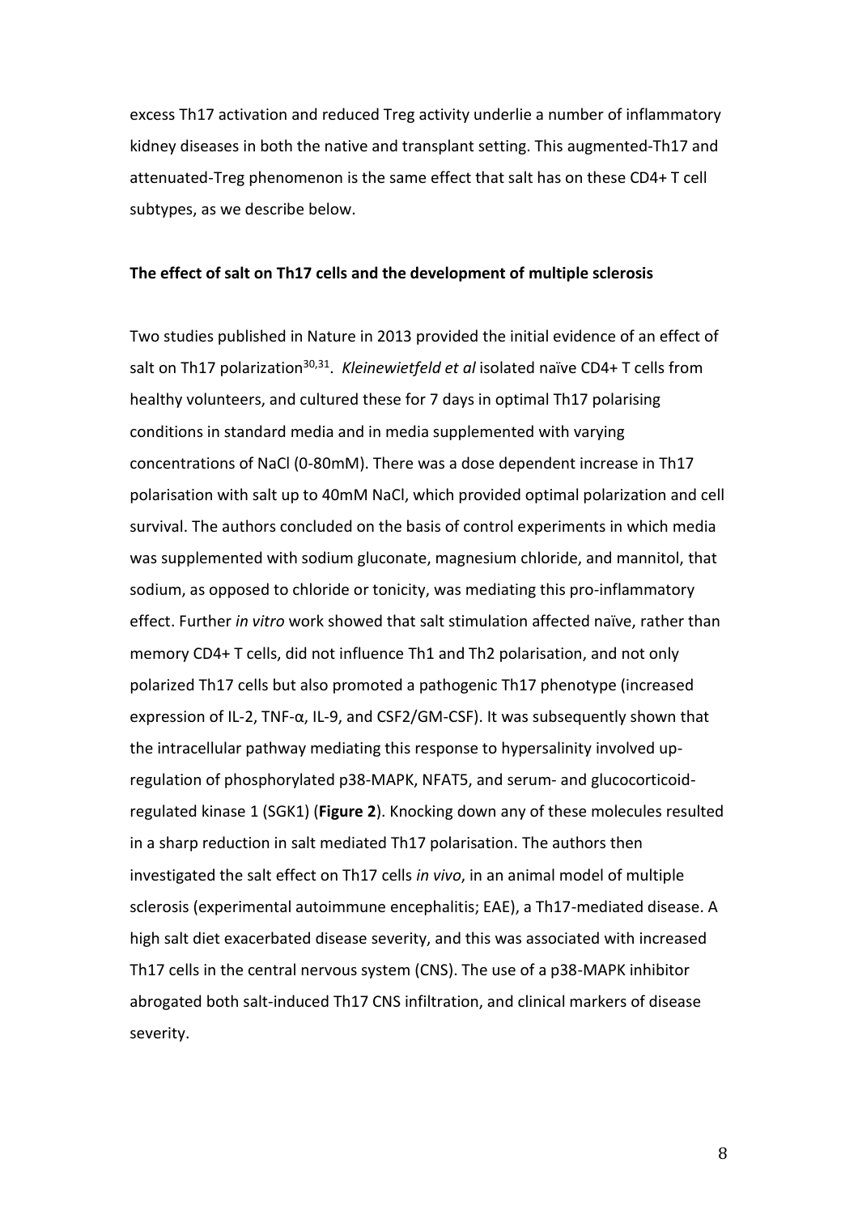excess Th17 activation and reduced Treg activity underlie a number of inflammatory kidney diseases in both the native and transplant setting. This augmented-Th17 and attenuated-Treg phenomenon is the same effect that salt has on these CD4+ T cell subtypes, as we describe below.

**The effect of salt on Th17 cells and the development of multiple sclerosis**

Two studies published in Nature in 2013 provided the initial evidence of an effect of salt on Th17 polarization[30,31]. *Kleinewietfeld et al* isolated naïve CD4+ T cells from healthy volunteers, and cultured these for 7 days in optimal Th17 polarising conditions in standard media and in media supplemented with varying concentrations of NaCl (0-80mM). There was a dose dependent increase in Th17 polarisation with salt up to 40mM NaCl, which provided optimal polarization and cell survival. The authors concluded on the basis of control experiments in which media was supplemented with sodium gluconate, magnesium chloride, and mannitol, that sodium, as opposed to chloride or tonicity, was mediating this pro-inflammatory effect. Further *in vitro* work showed that salt stimulation affected naïve, rather than memory CD4+ T cells, did not influence Th1 and Th2 polarisation, and not only polarized Th17 cells but also promoted a pathogenic Th17 phenotype (increased expression of IL-2, TNF-α, IL-9, and CSF2/GM-CSF). It was subsequently shown that the intracellular pathway mediating this response to hypersalinity involved up-regulation of phosphorylated p38-MAPK, NFAT5, and serum- and glucocorticoid-regulated kinase 1 (SGK1) (**Figure 2**). Knocking down any of these molecules resulted in a sharp reduction in salt mediated Th17 polarisation. The authors then investigated the salt effect on Th17 cells *in vivo*, in an animal model of multiple sclerosis (experimental autoimmune encephalitis; EAE), a Th17-mediated disease. A high salt diet exacerbated disease severity, and this was associated with increased Th17 cells in the central nervous system (CNS). The use of a p38-MAPK inhibitor abrogated both salt-induced Th17 CNS infiltration, and clinical markers of disease severity.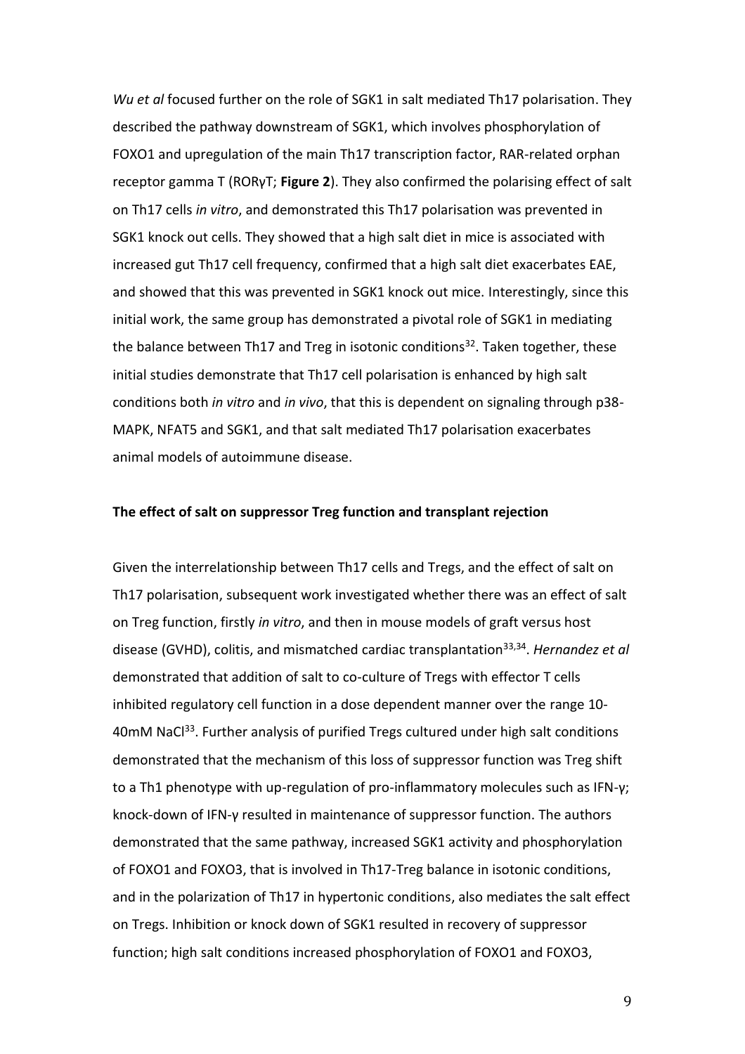*Wu et al* focused further on the role of SGK1 in salt mediated Th17 polarisation. They described the pathway downstream of SGK1, which involves phosphorylation of FOXO1 and upregulation of the main Th17 transcription factor, RAR-related orphan receptor gamma T (RORγT; **Figure 2**). They also confirmed the polarising effect of salt on Th17 cells *in vitro*, and demonstrated this Th17 polarisation was prevented in SGK1 knock out cells. They showed that a high salt diet in mice is associated with increased gut Th17 cell frequency, confirmed that a high salt diet exacerbates EAE, and showed that this was prevented in SGK1 knock out mice. Interestingly, since this initial work, the same group has demonstrated a pivotal role of SGK1 in mediating the balance between Th17 and Treg in isotonic conditions[32]. Taken together, these initial studies demonstrate that Th17 cell polarisation is enhanced by high salt conditions both *in vitro* and *in vivo*, that this is dependent on signaling through p38-MAPK, NFAT5 and SGK1, and that salt mediated Th17 polarisation exacerbates animal models of autoimmune disease.

**The effect of salt on suppressor Treg function and transplant rejection**

Given the interrelationship between Th17 cells and Tregs, and the effect of salt on Th17 polarisation, subsequent work investigated whether there was an effect of salt on Treg function, firstly *in vitro*, and then in mouse models of graft versus host disease (GVHD), colitis, and mismatched cardiac transplantation[33,34]. *Hernandez et al* demonstrated that addition of salt to co-culture of Tregs with effector T cells inhibited regulatory cell function in a dose dependent manner over the range 10-40mM NaCl[33]. Further analysis of purified Tregs cultured under high salt conditions demonstrated that the mechanism of this loss of suppressor function was Treg shift to a Th1 phenotype with up-regulation of pro-inflammatory molecules such as IFN-γ; knock-down of IFN-γ resulted in maintenance of suppressor function. The authors demonstrated that the same pathway, increased SGK1 activity and phosphorylation of FOXO1 and FOXO3, that is involved in Th17-Treg balance in isotonic conditions, and in the polarization of Th17 in hypertonic conditions, also mediates the salt effect on Tregs. Inhibition or knock down of SGK1 resulted in recovery of suppressor function; high salt conditions increased phosphorylation of FOXO1 and FOXO3,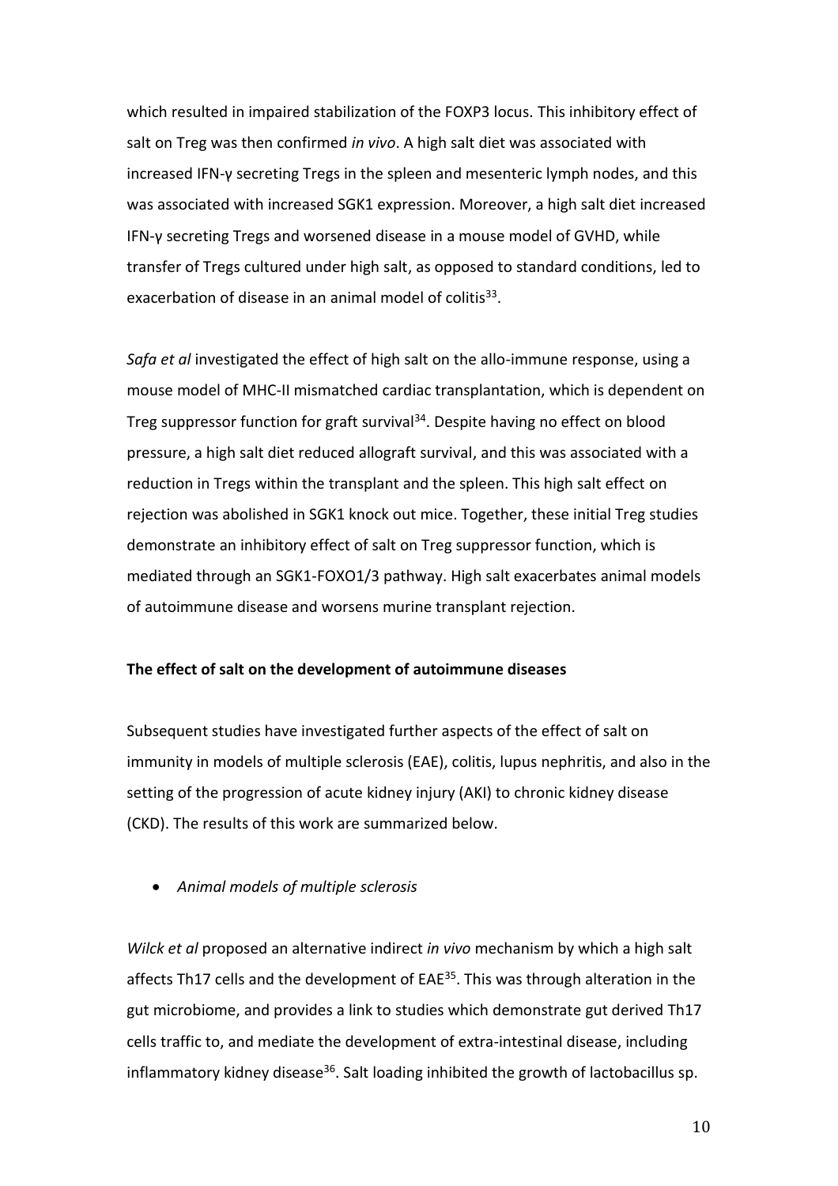which resulted in impaired stabilization of the FOXP3 locus. This inhibitory effect of salt on Treg was then confirmed *in vivo*. A high salt diet was associated with increased IFN-γ secreting Tregs in the spleen and mesenteric lymph nodes, and this was associated with increased SGK1 expression. Moreover, a high salt diet increased IFN-γ secreting Tregs and worsened disease in a mouse model of GVHD, while transfer of Tregs cultured under high salt, as opposed to standard conditions, led to exacerbation of disease in an animal model of colitis[33].

*Safa et al* investigated the effect of high salt on the allo-immune response, using a mouse model of MHC-II mismatched cardiac transplantation, which is dependent on Treg suppressor function for graft survival[34]. Despite having no effect on blood pressure, a high salt diet reduced allograft survival, and this was associated with a reduction in Tregs within the transplant and the spleen. This high salt effect on rejection was abolished in SGK1 knock out mice. Together, these initial Treg studies demonstrate an inhibitory effect of salt on Treg suppressor function, which is mediated through an SGK1-FOXO1/3 pathway. High salt exacerbates animal models of autoimmune disease and worsens murine transplant rejection.

**The effect of salt on the development of autoimmune diseases**

Subsequent studies have investigated further aspects of the effect of salt on immunity in models of multiple sclerosis (EAE), colitis, lupus nephritis, and also in the setting of the progression of acute kidney injury (AKI) to chronic kidney disease (CKD). The results of this work are summarized below.

- *Animal models of multiple sclerosis*

*Wilck et al* proposed an alternative indirect *in vivo* mechanism by which a high salt affects Th17 cells and the development of EAE[35]. This was through alteration in the gut microbiome, and provides a link to studies which demonstrate gut derived Th17 cells traffic to, and mediate the development of extra-intestinal disease, including inflammatory kidney disease[36]. Salt loading inhibited the growth of lactobacillus sp.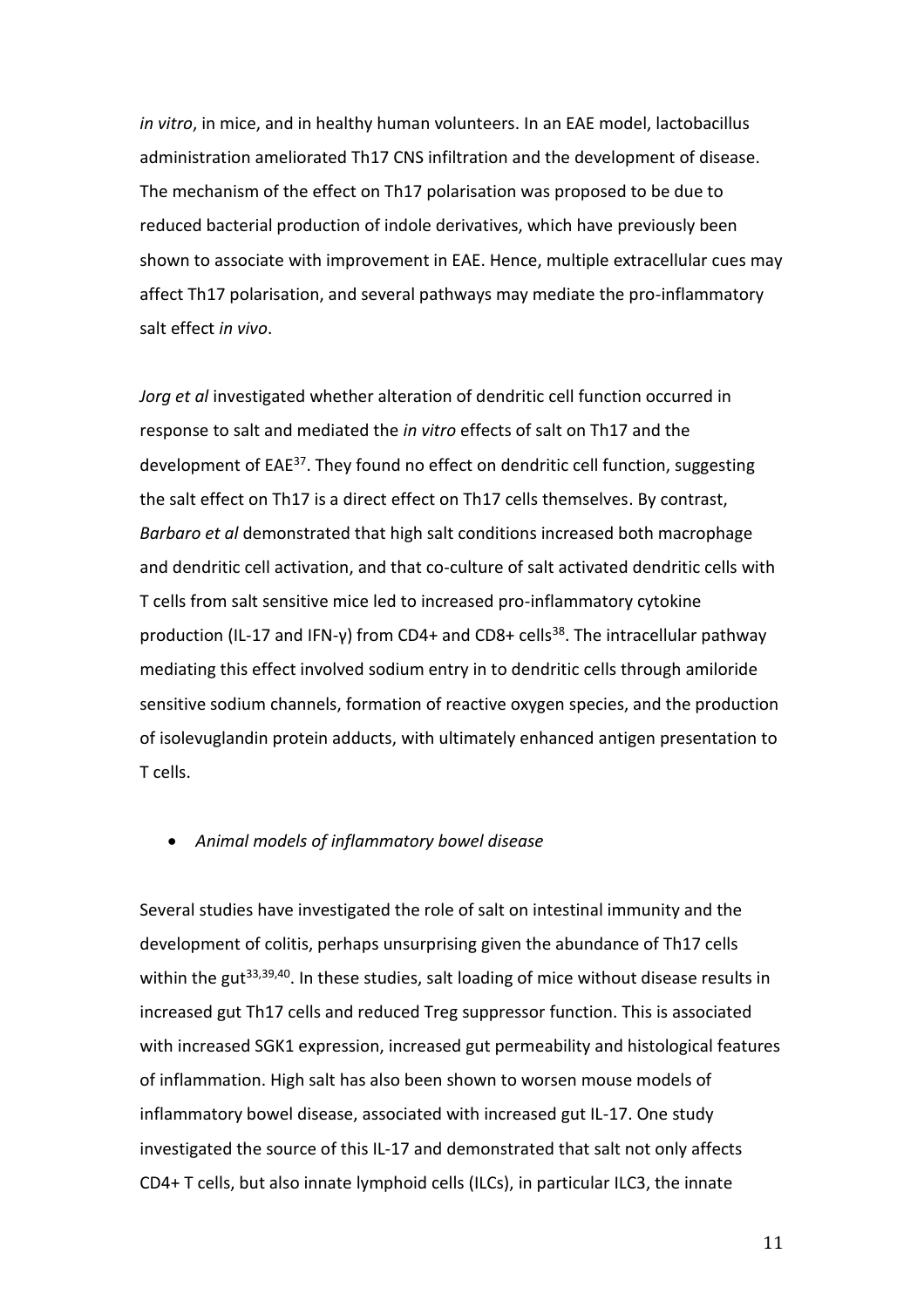*in vitro*, in mice, and in healthy human volunteers. In an EAE model, lactobacillus administration ameliorated Th17 CNS infiltration and the development of disease. The mechanism of the effect on Th17 polarisation was proposed to be due to reduced bacterial production of indole derivatives, which have previously been shown to associate with improvement in EAE. Hence, multiple extracellular cues may affect Th17 polarisation, and several pathways may mediate the pro-inflammatory salt effect *in vivo*.

*Jorg et al* investigated whether alteration of dendritic cell function occurred in response to salt and mediated the *in vitro* effects of salt on Th17 and the development of EAE[37]. They found no effect on dendritic cell function, suggesting the salt effect on Th17 is a direct effect on Th17 cells themselves. By contrast, *Barbaro et al* demonstrated that high salt conditions increased both macrophage and dendritic cell activation, and that co-culture of salt activated dendritic cells with T cells from salt sensitive mice led to increased pro-inflammatory cytokine production (IL-17 and IFN-γ) from CD4+ and CD8+ cells[38]. The intracellular pathway mediating this effect involved sodium entry in to dendritic cells through amiloride sensitive sodium channels, formation of reactive oxygen species, and the production of isolevuglandin protein adducts, with ultimately enhanced antigen presentation to T cells.

- *Animal models of inflammatory bowel disease*

Several studies have investigated the role of salt on intestinal immunity and the development of colitis, perhaps unsurprising given the abundance of Th17 cells within the gut[33,39,40]. In these studies, salt loading of mice without disease results in increased gut Th17 cells and reduced Treg suppressor function. This is associated with increased SGK1 expression, increased gut permeability and histological features of inflammation. High salt has also been shown to worsen mouse models of inflammatory bowel disease, associated with increased gut IL-17. One study investigated the source of this IL-17 and demonstrated that salt not only affects CD4+ T cells, but also innate lymphoid cells (ILCs), in particular ILC3, the innate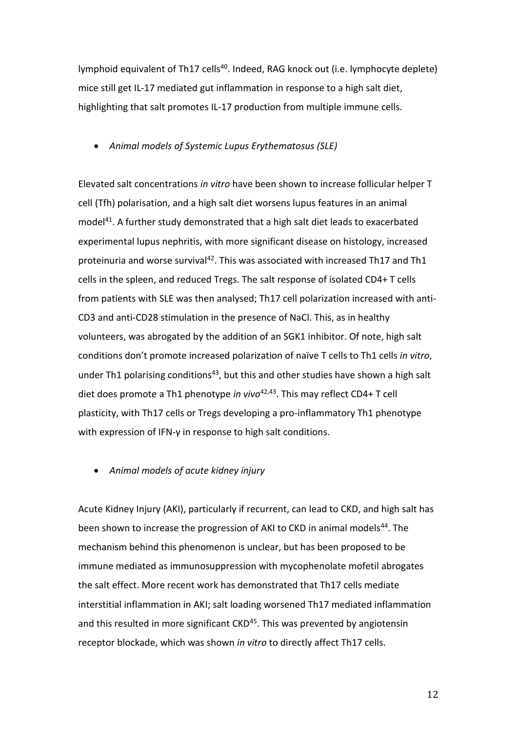lymphoid equivalent of Th17 cells[40]. Indeed, RAG knock out (i.e. lymphocyte deplete) mice still get IL-17 mediated gut inflammation in response to a high salt diet, highlighting that salt promotes IL-17 production from multiple immune cells.

- *Animal models of Systemic Lupus Erythematosus (SLE)*

Elevated salt concentrations *in vitro* have been shown to increase follicular helper T cell (Tfh) polarisation, and a high salt diet worsens lupus features in an animal model[41]. A further study demonstrated that a high salt diet leads to exacerbated experimental lupus nephritis, with more significant disease on histology, increased proteinuria and worse survival[42]. This was associated with increased Th17 and Th1 cells in the spleen, and reduced Tregs. The salt response of isolated CD4+ T cells from patients with SLE was then analysed; Th17 cell polarization increased with anti-CD3 and anti-CD28 stimulation in the presence of NaCl. This, as in healthy volunteers, was abrogated by the addition of an SGK1 inhibitor. Of note, high salt conditions don't promote increased polarization of naïve T cells to Th1 cells *in vitro*, under Th1 polarising conditions[43], but this and other studies have shown a high salt diet does promote a Th1 phenotype *in vivo*[42,43]. This may reflect CD4+ T cell plasticity, with Th17 cells or Tregs developing a pro-inflammatory Th1 phenotype with expression of IFN-γ in response to high salt conditions.

- *Animal models of acute kidney injury*

Acute Kidney Injury (AKI), particularly if recurrent, can lead to CKD, and high salt has been shown to increase the progression of AKI to CKD in animal models[44]. The mechanism behind this phenomenon is unclear, but has been proposed to be immune mediated as immunosuppression with mycophenolate mofetil abrogates the salt effect. More recent work has demonstrated that Th17 cells mediate interstitial inflammation in AKI; salt loading worsened Th17 mediated inflammation and this resulted in more significant CKD[45]. This was prevented by angiotensin receptor blockade, which was shown *in vitro* to directly affect Th17 cells.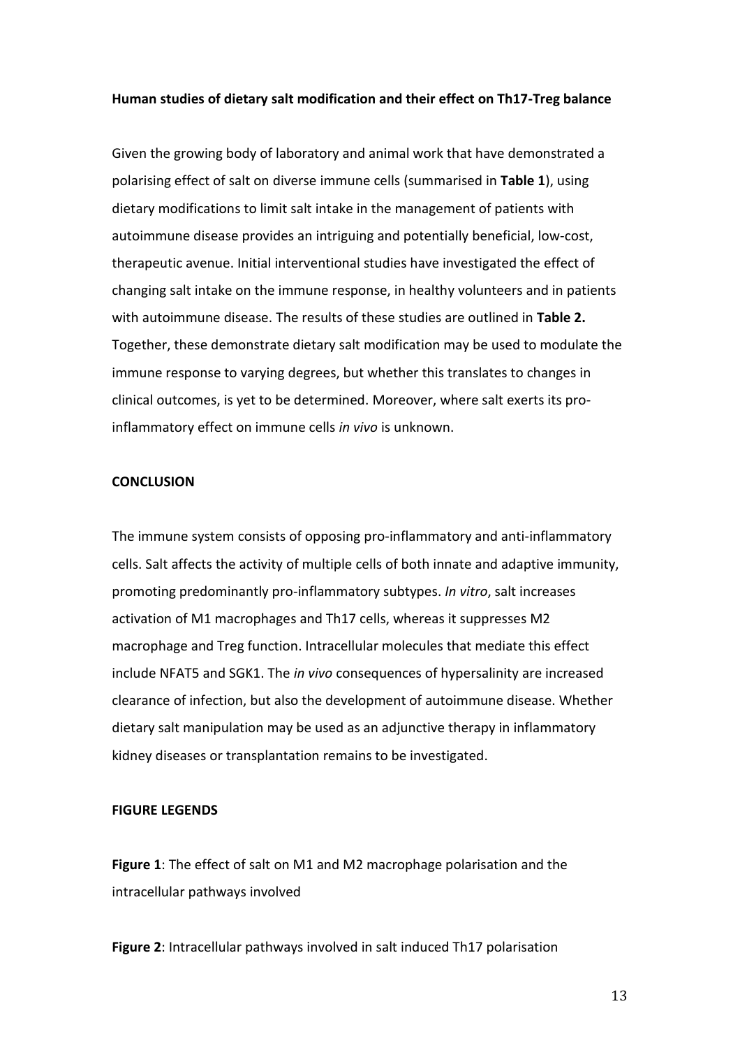**Human studies of dietary salt modification and their effect on Th17-Treg balance**

Given the growing body of laboratory and animal work that have demonstrated a polarising effect of salt on diverse immune cells (summarised in **Table 1**), using dietary modifications to limit salt intake in the management of patients with autoimmune disease provides an intriguing and potentially beneficial, low-cost, therapeutic avenue. Initial interventional studies have investigated the effect of changing salt intake on the immune response, in healthy volunteers and in patients with autoimmune disease. The results of these studies are outlined in **Table 2.** Together, these demonstrate dietary salt modification may be used to modulate the immune response to varying degrees, but whether this translates to changes in clinical outcomes, is yet to be determined. Moreover, where salt exerts its pro-inflammatory effect on immune cells *in vivo* is unknown.

## CONCLUSION

The immune system consists of opposing pro-inflammatory and anti-inflammatory cells. Salt affects the activity of multiple cells of both innate and adaptive immunity, promoting predominantly pro-inflammatory subtypes. *In vitro*, salt increases activation of M1 macrophages and Th17 cells, whereas it suppresses M2 macrophage and Treg function. Intracellular molecules that mediate this effect include NFAT5 and SGK1. The *in vivo* consequences of hypersalinity are increased clearance of infection, but also the development of autoimmune disease. Whether dietary salt manipulation may be used as an adjunctive therapy in inflammatory kidney diseases or transplantation remains to be investigated.

## FIGURE LEGENDS

**Figure 1**: The effect of salt on M1 and M2 macrophage polarisation and the intracellular pathways involved

**Figure 2**: Intracellular pathways involved in salt induced Th17 polarisation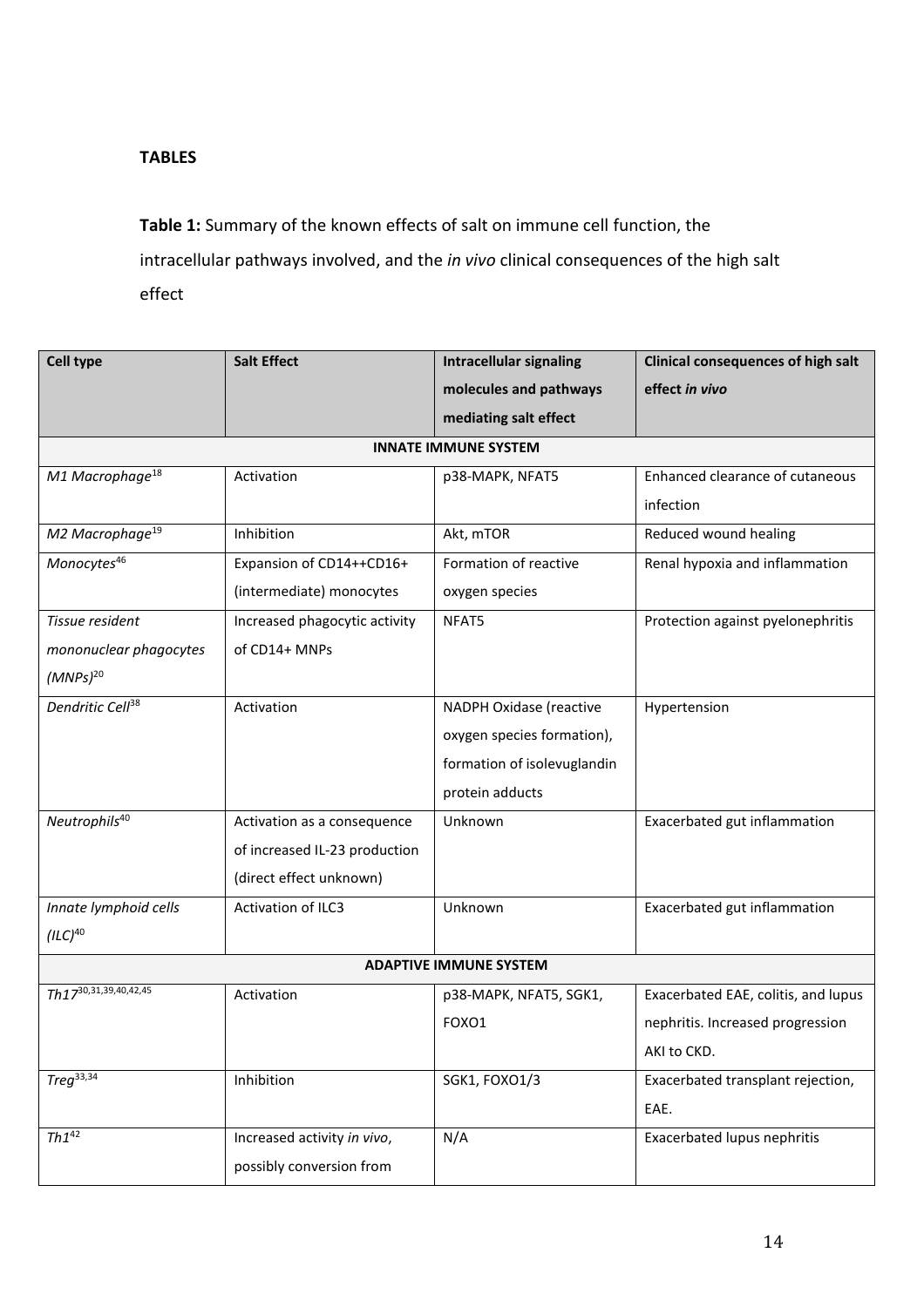**TABLES**

**Table 1:** Summary of the known effects of salt on immune cell function, the intracellular pathways involved, and the *in vivo* clinical consequences of the high salt effect

| Cell type | Salt Effect | Intracellular signaling molecules and pathways mediating salt effect | Clinical consequences of high salt effect *in vivo* |
|---|---|---|---|
| **INNATE IMMUNE SYSTEM** | | | |
| *M1 Macrophage*[18] | Activation | p38-MAPK, NFAT5 | Enhanced clearance of cutaneous infection |
| *M2 Macrophage*[19] | Inhibition | Akt, mTOR | Reduced wound healing |
| *Monocytes*[46] | Expansion of CD14++CD16+ (intermediate) monocytes | Formation of reactive oxygen species | Renal hypoxia and inflammation |
| *Tissue resident mononuclear phagocytes (MNPs)*[20] | Increased phagocytic activity of CD14+ MNPs | NFAT5 | Protection against pyelonephritis |
| *Dendritic Cell*[38] | Activation | NADPH Oxidase (reactive oxygen species formation), formation of isolevuglandin protein adducts | Hypertension |
| *Neutrophils*[40] | Activation as a consequence of increased IL-23 production (direct effect unknown) | Unknown | Exacerbated gut inflammation |
| *Innate lymphoid cells (ILC)*[40] | Activation of ILC3 | Unknown | Exacerbated gut inflammation |
| **ADAPTIVE IMMUNE SYSTEM** | | | |
| *Th17*[30,31,39,40,42,45] | Activation | p38-MAPK, NFAT5, SGK1, FOXO1 | Exacerbated EAE, colitis, and lupus nephritis. Increased progression AKI to CKD. |
| *Treg*[33,34] | Inhibition | SGK1, FOXO1/3 | Exacerbated transplant rejection, EAE. |
| *Th1*[42] | Increased activity *in vivo*, possibly conversion from | N/A | Exacerbated lupus nephritis |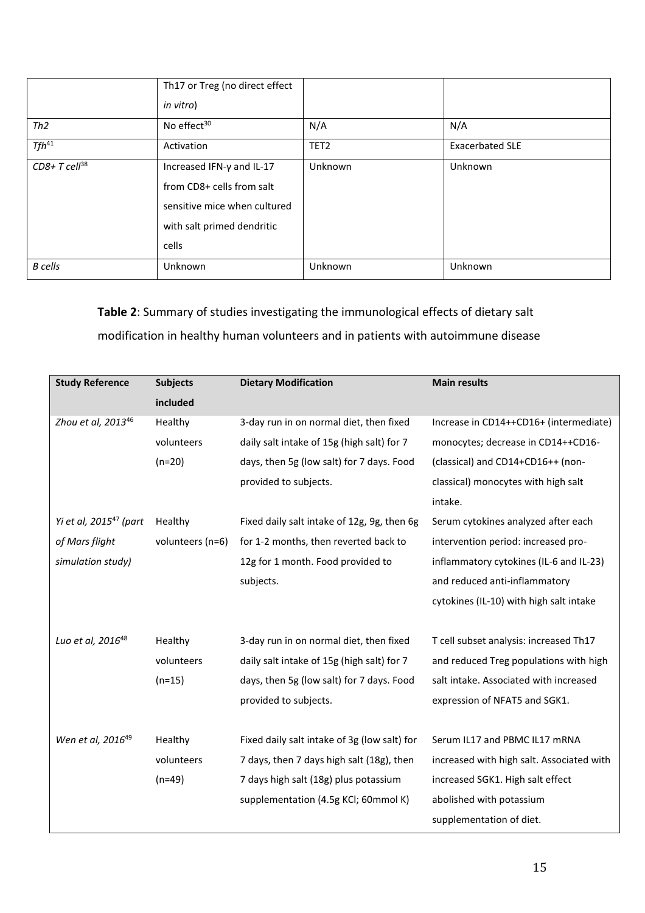| | Th17 or Treg (no direct effect *in vitro*) | | |
|---|---|---|---|
| *Th2* | No effect[30] | N/A | N/A |
| *Tfh*[41] | Activation | TET2 | Exacerbated SLE |
| *CD8+ T cell*[38] | Increased IFN-γ and IL-17 from CD8+ cells from salt sensitive mice when cultured with salt primed dendritic cells | Unknown | Unknown |
| *B cells* | Unknown | Unknown | Unknown |

**Table 2**: Summary of studies investigating the immunological effects of dietary salt modification in healthy human volunteers and in patients with autoimmune disease

| **Study Reference** | **Subjects included** | **Dietary Modification** | **Main results** |
|---|---|---|---|
| *Zhou et al, 2013*[46] | Healthy volunteers (n=20) | 3-day run in on normal diet, then fixed daily salt intake of 15g (high salt) for 7 days, then 5g (low salt) for 7 days. Food provided to subjects. | Increase in CD14++CD16+ (intermediate) monocytes; decrease in CD14++CD16- (classical) and CD14+CD16++ (non-classical) monocytes with high salt intake. |
| *Yi et al, 2015*[47] *(part of Mars flight simulation study)* | Healthy volunteers (n=6) | Fixed daily salt intake of 12g, 9g, then 6g for 1-2 months, then reverted back to 12g for 1 month. Food provided to subjects. | Serum cytokines analyzed after each intervention period: increased pro-inflammatory cytokines (IL-6 and IL-23) and reduced anti-inflammatory cytokines (IL-10) with high salt intake |
| *Luo et al, 2016*[48] | Healthy volunteers (n=15) | 3-day run in on normal diet, then fixed daily salt intake of 15g (high salt) for 7 days, then 5g (low salt) for 7 days. Food provided to subjects. | T cell subset analysis: increased Th17 and reduced Treg populations with high salt intake. Associated with increased expression of NFAT5 and SGK1. |
| *Wen et al, 2016*[49] | Healthy volunteers (n=49) | Fixed daily salt intake of 3g (low salt) for 7 days, then 7 days high salt (18g), then 7 days high salt (18g) plus potassium supplementation (4.5g KCl; 60mmol K) | Serum IL17 and PBMC IL17 mRNA increased with high salt. Associated with increased SGK1. High salt effect abolished with potassium supplementation of diet. |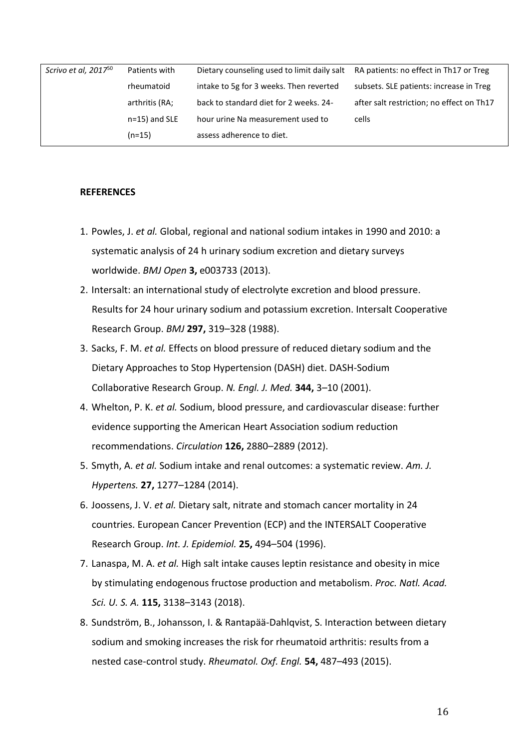| *Scrivo et al, 2017*[50] | Patients with rheumatoid arthritis (RA; n=15) and SLE (n=15) | Dietary counseling used to limit daily salt intake to 5g for 3 weeks. Then reverted back to standard diet for 2 weeks. 24-hour urine Na measurement used to assess adherence to diet. | RA patients: no effect in Th17 or Treg subsets. SLE patients: increase in Treg after salt restriction; no effect on Th17 cells |
|---|---|---|---|

**REFERENCES**

1. Powles, J. *et al.* Global, regional and national sodium intakes in 1990 and 2010: a systematic analysis of 24 h urinary sodium excretion and dietary surveys worldwide. *BMJ Open* **3,** e003733 (2013).
2. Intersalt: an international study of electrolyte excretion and blood pressure. Results for 24 hour urinary sodium and potassium excretion. Intersalt Cooperative Research Group. *BMJ* **297,** 319–328 (1988).
3. Sacks, F. M. *et al.* Effects on blood pressure of reduced dietary sodium and the Dietary Approaches to Stop Hypertension (DASH) diet. DASH-Sodium Collaborative Research Group. *N. Engl. J. Med.* **344,** 3–10 (2001).
4. Whelton, P. K. *et al.* Sodium, blood pressure, and cardiovascular disease: further evidence supporting the American Heart Association sodium reduction recommendations. *Circulation* **126,** 2880–2889 (2012).
5. Smyth, A. *et al.* Sodium intake and renal outcomes: a systematic review. *Am. J. Hypertens.* **27,** 1277–1284 (2014).
6. Joossens, J. V. *et al.* Dietary salt, nitrate and stomach cancer mortality in 24 countries. European Cancer Prevention (ECP) and the INTERSALT Cooperative Research Group. *Int. J. Epidemiol.* **25,** 494–504 (1996).
7. Lanaspa, M. A. *et al.* High salt intake causes leptin resistance and obesity in mice by stimulating endogenous fructose production and metabolism. *Proc. Natl. Acad. Sci. U. S. A.* **115,** 3138–3143 (2018).
8. Sundström, B., Johansson, I. & Rantapää-Dahlqvist, S. Interaction between dietary sodium and smoking increases the risk for rheumatoid arthritis: results from a nested case-control study. *Rheumatol. Oxf. Engl.* **54,** 487–493 (2015).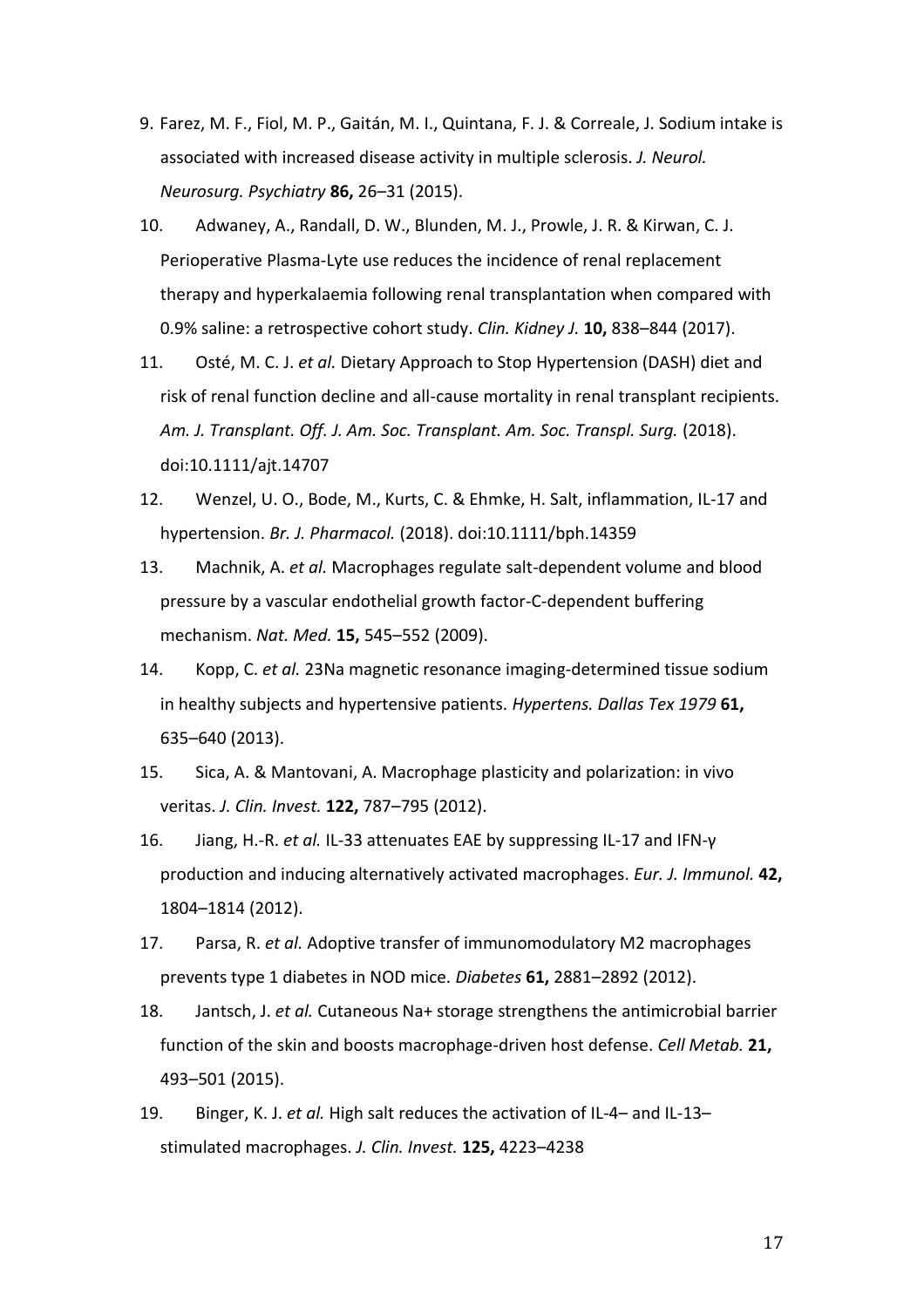9. Farez, M. F., Fiol, M. P., Gaitán, M. I., Quintana, F. J. & Correale, J. Sodium intake is associated with increased disease activity in multiple sclerosis. *J. Neurol. Neurosurg. Psychiatry* **86,** 26–31 (2015).
10. Adwaney, A., Randall, D. W., Blunden, M. J., Prowle, J. R. & Kirwan, C. J. Perioperative Plasma-Lyte use reduces the incidence of renal replacement therapy and hyperkalaemia following renal transplantation when compared with 0.9% saline: a retrospective cohort study. *Clin. Kidney J.* **10,** 838–844 (2017).
11. Osté, M. C. J. *et al.* Dietary Approach to Stop Hypertension (DASH) diet and risk of renal function decline and all-cause mortality in renal transplant recipients. *Am. J. Transplant. Off. J. Am. Soc. Transplant. Am. Soc. Transpl. Surg.* (2018). doi:10.1111/ajt.14707
12. Wenzel, U. O., Bode, M., Kurts, C. & Ehmke, H. Salt, inflammation, IL-17 and hypertension. *Br. J. Pharmacol.* (2018). doi:10.1111/bph.14359
13. Machnik, A. *et al.* Macrophages regulate salt-dependent volume and blood pressure by a vascular endothelial growth factor-C-dependent buffering mechanism. *Nat. Med.* **15,** 545–552 (2009).
14. Kopp, C. *et al.* 23Na magnetic resonance imaging-determined tissue sodium in healthy subjects and hypertensive patients. *Hypertens. Dallas Tex 1979* **61,** 635–640 (2013).
15. Sica, A. & Mantovani, A. Macrophage plasticity and polarization: in vivo veritas. *J. Clin. Invest.* **122,** 787–795 (2012).
16. Jiang, H.-R. *et al.* IL-33 attenuates EAE by suppressing IL-17 and IFN-γ production and inducing alternatively activated macrophages. *Eur. J. Immunol.* **42,** 1804–1814 (2012).
17. Parsa, R. *et al.* Adoptive transfer of immunomodulatory M2 macrophages prevents type 1 diabetes in NOD mice. *Diabetes* **61,** 2881–2892 (2012).
18. Jantsch, J. *et al.* Cutaneous Na+ storage strengthens the antimicrobial barrier function of the skin and boosts macrophage-driven host defense. *Cell Metab.* **21,** 493–501 (2015).
19. Binger, K. J. *et al.* High salt reduces the activation of IL-4– and IL-13–stimulated macrophages. *J. Clin. Invest.* **125,** 4223–4238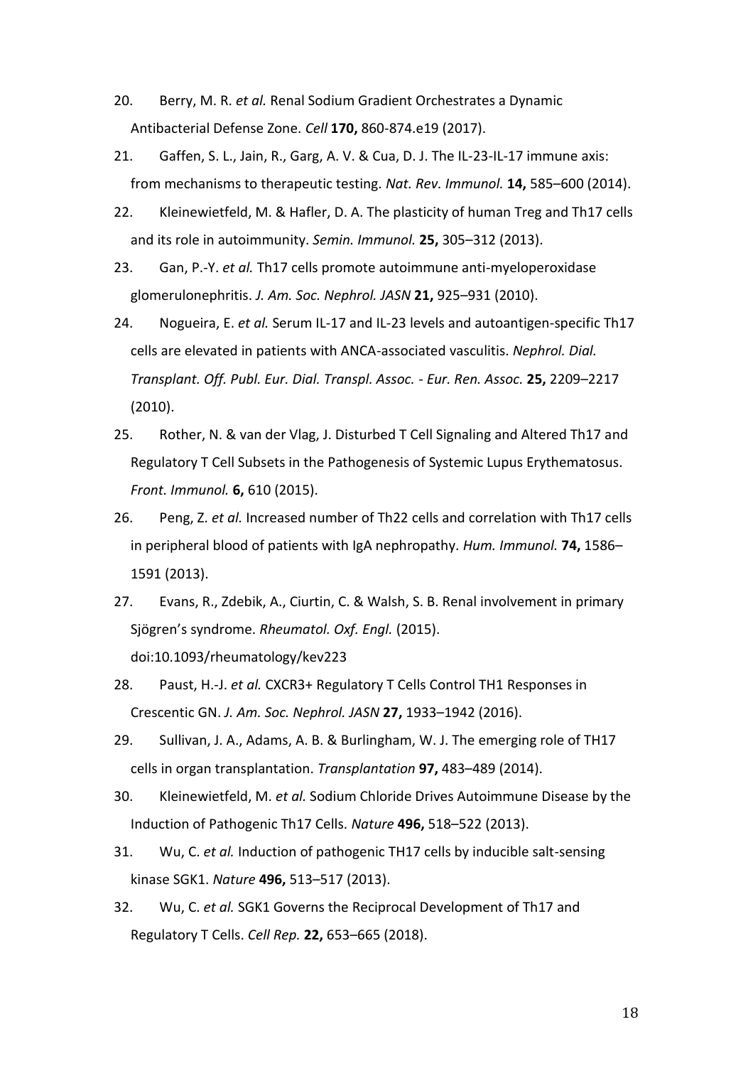20. Berry, M. R. *et al.* Renal Sodium Gradient Orchestrates a Dynamic Antibacterial Defense Zone. *Cell* **170,** 860-874.e19 (2017).

21. Gaffen, S. L., Jain, R., Garg, A. V. & Cua, D. J. The IL-23-IL-17 immune axis: from mechanisms to therapeutic testing. *Nat. Rev. Immunol.* **14,** 585–600 (2014).

22. Kleinewietfeld, M. & Hafler, D. A. The plasticity of human Treg and Th17 cells and its role in autoimmunity. *Semin. Immunol.* **25,** 305–312 (2013).

23. Gan, P.-Y. *et al.* Th17 cells promote autoimmune anti-myeloperoxidase glomerulonephritis. *J. Am. Soc. Nephrol. JASN* **21,** 925–931 (2010).

24. Nogueira, E. *et al.* Serum IL-17 and IL-23 levels and autoantigen-specific Th17 cells are elevated in patients with ANCA-associated vasculitis. *Nephrol. Dial. Transplant. Off. Publ. Eur. Dial. Transpl. Assoc. - Eur. Ren. Assoc.* **25,** 2209–2217 (2010).

25. Rother, N. & van der Vlag, J. Disturbed T Cell Signaling and Altered Th17 and Regulatory T Cell Subsets in the Pathogenesis of Systemic Lupus Erythematosus. *Front. Immunol.* **6,** 610 (2015).

26. Peng, Z. *et al.* Increased number of Th22 cells and correlation with Th17 cells in peripheral blood of patients with IgA nephropathy. *Hum. Immunol.* **74,** 1586–1591 (2013).

27. Evans, R., Zdebik, A., Ciurtin, C. & Walsh, S. B. Renal involvement in primary Sjögren's syndrome. *Rheumatol. Oxf. Engl.* (2015). doi:10.1093/rheumatology/kev223

28. Paust, H.-J. *et al.* CXCR3+ Regulatory T Cells Control TH1 Responses in Crescentic GN. *J. Am. Soc. Nephrol. JASN* **27,** 1933–1942 (2016).

29. Sullivan, J. A., Adams, A. B. & Burlingham, W. J. The emerging role of TH17 cells in organ transplantation. *Transplantation* **97,** 483–489 (2014).

30. Kleinewietfeld, M. *et al.* Sodium Chloride Drives Autoimmune Disease by the Induction of Pathogenic Th17 Cells. *Nature* **496,** 518–522 (2013).

31. Wu, C. *et al.* Induction of pathogenic TH17 cells by inducible salt-sensing kinase SGK1. *Nature* **496,** 513–517 (2013).

32. Wu, C. *et al.* SGK1 Governs the Reciprocal Development of Th17 and Regulatory T Cells. *Cell Rep.* **22,** 653–665 (2018).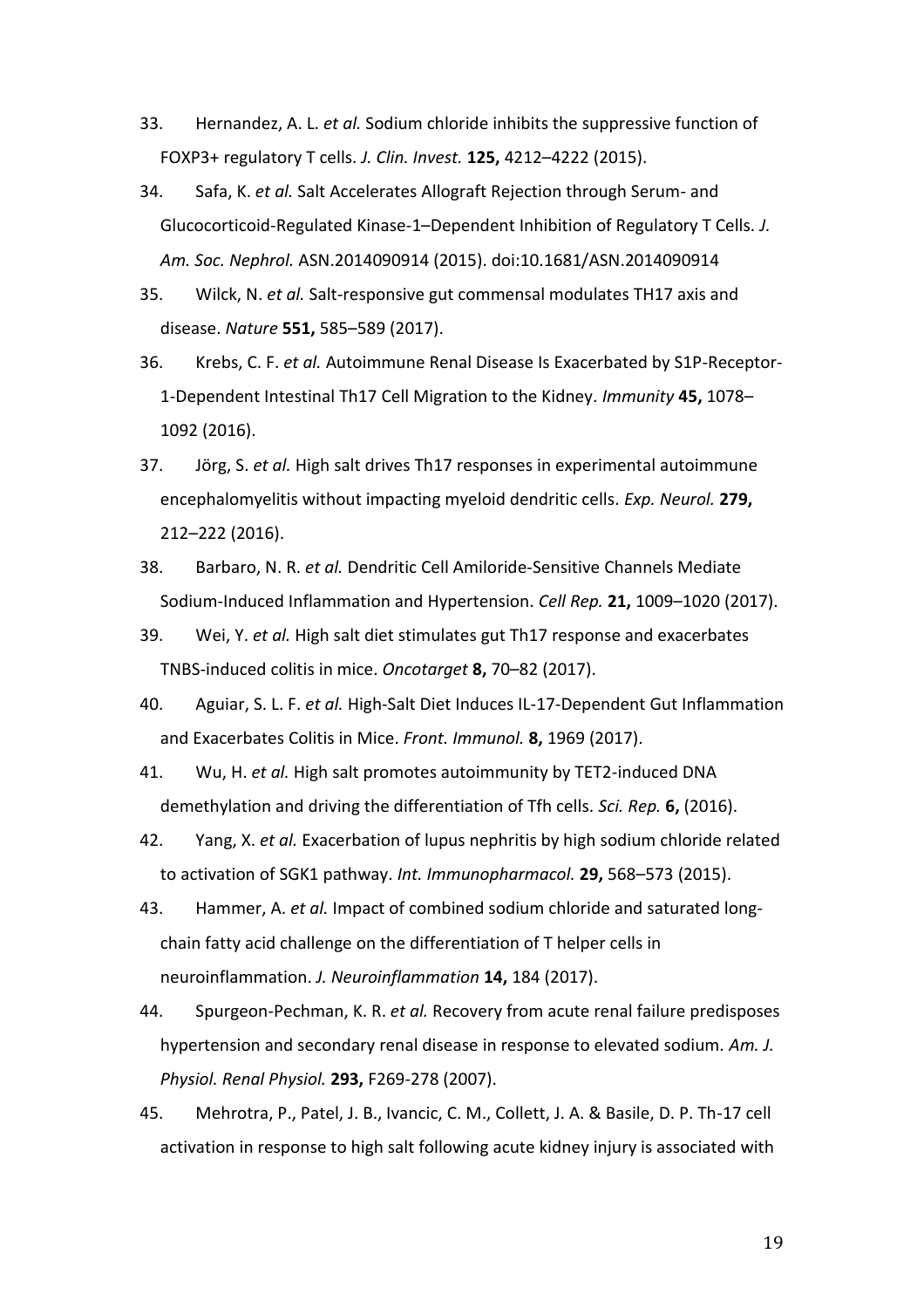33. Hernandez, A. L. *et al.* Sodium chloride inhibits the suppressive function of FOXP3+ regulatory T cells. *J. Clin. Invest.* **125,** 4212–4222 (2015).

34. Safa, K. *et al.* Salt Accelerates Allograft Rejection through Serum- and Glucocorticoid-Regulated Kinase-1–Dependent Inhibition of Regulatory T Cells. *J. Am. Soc. Nephrol.* ASN.2014090914 (2015). doi:10.1681/ASN.2014090914

35. Wilck, N. *et al.* Salt-responsive gut commensal modulates TH17 axis and disease. *Nature* **551,** 585–589 (2017).

36. Krebs, C. F. *et al.* Autoimmune Renal Disease Is Exacerbated by S1P-Receptor-1-Dependent Intestinal Th17 Cell Migration to the Kidney. *Immunity* **45,** 1078–1092 (2016).

37. Jörg, S. *et al.* High salt drives Th17 responses in experimental autoimmune encephalomyelitis without impacting myeloid dendritic cells. *Exp. Neurol.* **279,** 212–222 (2016).

38. Barbaro, N. R. *et al.* Dendritic Cell Amiloride-Sensitive Channels Mediate Sodium-Induced Inflammation and Hypertension. *Cell Rep.* **21,** 1009–1020 (2017).

39. Wei, Y. *et al.* High salt diet stimulates gut Th17 response and exacerbates TNBS-induced colitis in mice. *Oncotarget* **8,** 70–82 (2017).

40. Aguiar, S. L. F. *et al.* High-Salt Diet Induces IL-17-Dependent Gut Inflammation and Exacerbates Colitis in Mice. *Front. Immunol.* **8,** 1969 (2017).

41. Wu, H. *et al.* High salt promotes autoimmunity by TET2-induced DNA demethylation and driving the differentiation of Tfh cells. *Sci. Rep.* **6,** (2016).

42. Yang, X. *et al.* Exacerbation of lupus nephritis by high sodium chloride related to activation of SGK1 pathway. *Int. Immunopharmacol.* **29,** 568–573 (2015).

43. Hammer, A. *et al.* Impact of combined sodium chloride and saturated long-chain fatty acid challenge on the differentiation of T helper cells in neuroinflammation. *J. Neuroinflammation* **14,** 184 (2017).

44. Spurgeon-Pechman, K. R. *et al.* Recovery from acute renal failure predisposes hypertension and secondary renal disease in response to elevated sodium. *Am. J. Physiol. Renal Physiol.* **293,** F269-278 (2007).

45. Mehrotra, P., Patel, J. B., Ivancic, C. M., Collett, J. A. & Basile, D. P. Th-17 cell activation in response to high salt following acute kidney injury is associated with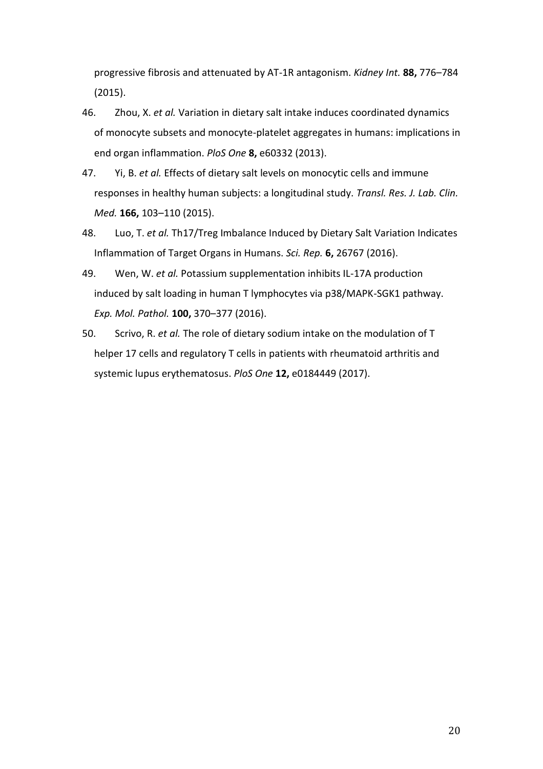progressive fibrosis and attenuated by AT-1R antagonism. *Kidney Int.* **88,** 776–784 (2015).

46. Zhou, X. *et al.* Variation in dietary salt intake induces coordinated dynamics of monocyte subsets and monocyte-platelet aggregates in humans: implications in end organ inflammation. *PloS One* **8,** e60332 (2013).

47. Yi, B. *et al.* Effects of dietary salt levels on monocytic cells and immune responses in healthy human subjects: a longitudinal study. *Transl. Res. J. Lab. Clin. Med.* **166,** 103–110 (2015).

48. Luo, T. *et al.* Th17/Treg Imbalance Induced by Dietary Salt Variation Indicates Inflammation of Target Organs in Humans. *Sci. Rep.* **6,** 26767 (2016).

49. Wen, W. *et al.* Potassium supplementation inhibits IL-17A production induced by salt loading in human T lymphocytes via p38/MAPK-SGK1 pathway. *Exp. Mol. Pathol.* **100,** 370–377 (2016).

50. Scrivo, R. *et al.* The role of dietary sodium intake on the modulation of T helper 17 cells and regulatory T cells in patients with rheumatoid arthritis and systemic lupus erythematosus. *PloS One* **12,** e0184449 (2017).